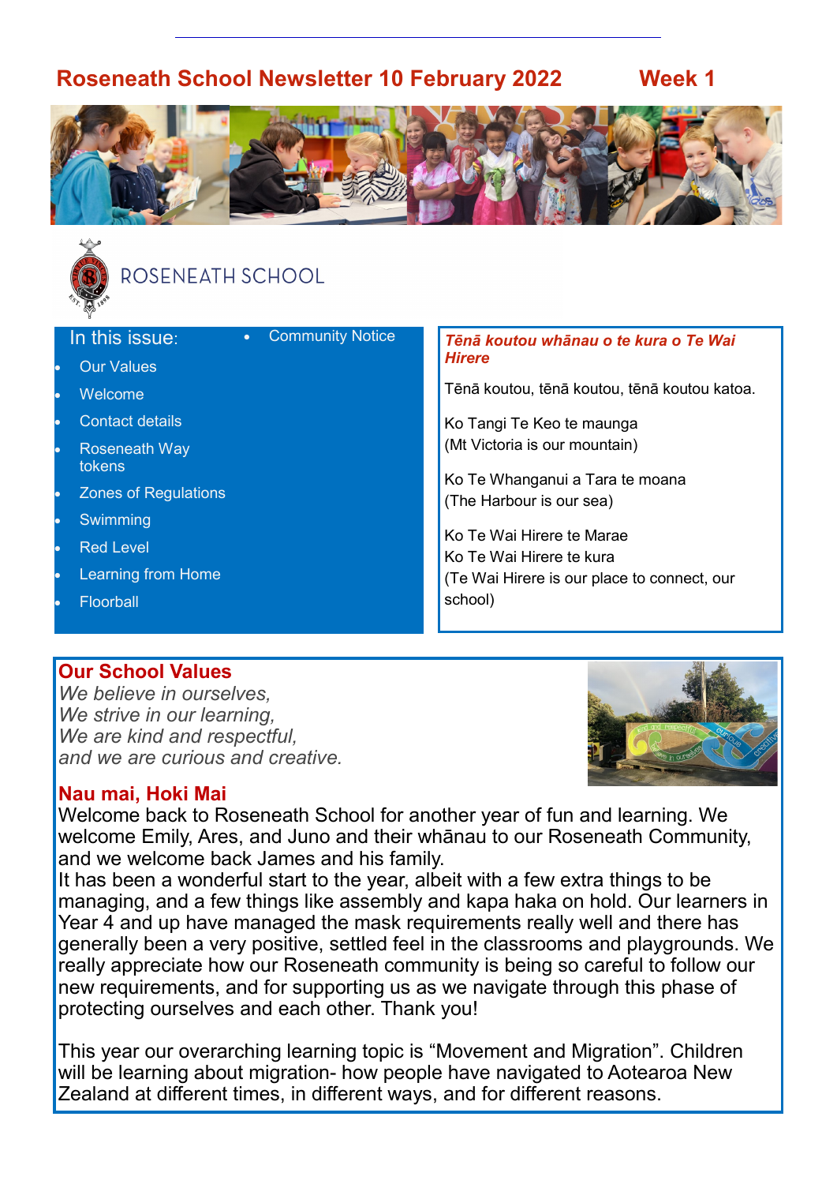# Roseneath School Newsletter 10 February 2022 Week 1

ROSENEATH SCHOOL

In this issue:

- Our Values
- Welcome
- Contact details
- Roseneath Way tokens
- Zones of Regulations
- Swimming
- Red Level
- Learning from Home
- Floorball
- Community Notice

***Tēnā koutou whānau o te kura o Te Wai Hirere***

Tēnā koutou, tēnā koutou, tēnā koutou katoa.

Ko Tangi Te Keo te maunga
(Mt Victoria is our mountain)

Ko Te Whanganui a Tara te moana
(The Harbour is our sea)

Ko Te Wai Hirere te Marae
Ko Te Wai Hirere te kura
(Te Wai Hirere is our place to connect, our school)

## Our School Values

*We believe in ourselves,*
*We strive in our learning,*
*We are kind and respectful,*
*and we are curious and creative.*

## Nau mai, Hoki Mai

Welcome back to Roseneath School for another year of fun and learning. We welcome Emily, Ares, and Juno and their whānau to our Roseneath Community, and we welcome back James and his family.

It has been a wonderful start to the year, albeit with a few extra things to be managing, and a few things like assembly and kapa haka on hold. Our learners in Year 4 and up have managed the mask requirements really well and there has generally been a very positive, settled feel in the classrooms and playgrounds. We really appreciate how our Roseneath community is being so careful to follow our new requirements, and for supporting us as we navigate through this phase of protecting ourselves and each other. Thank you!

This year our overarching learning topic is “Movement and Migration”. Children will be learning about migration- how people have navigated to Aotearoa New Zealand at different times, in different ways, and for different reasons.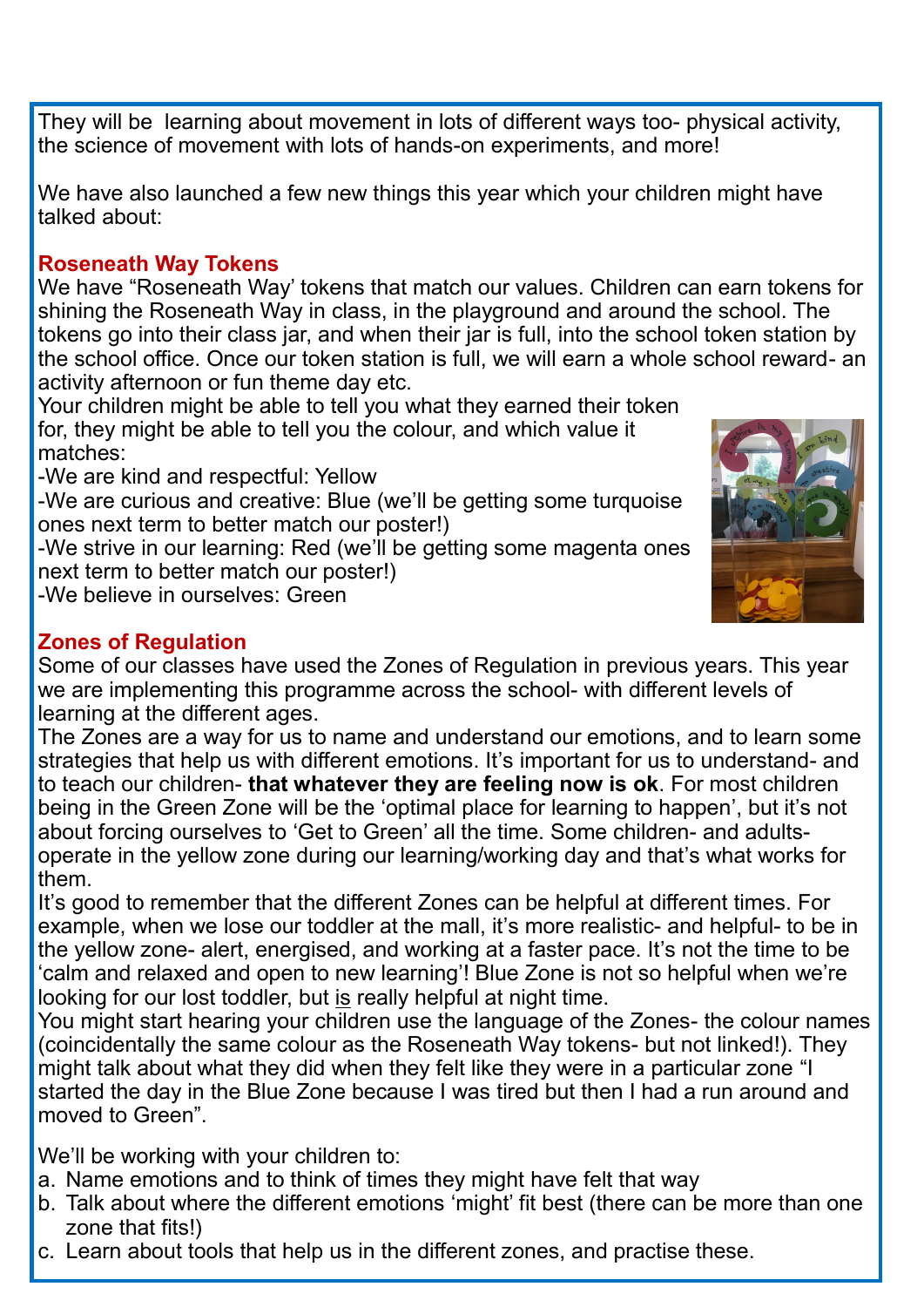They will be learning about movement in lots of different ways too- physical activity, the science of movement with lots of hands-on experiments, and more!

We have also launched a few new things this year which your children might have talked about:

## Roseneath Way Tokens

We have "Roseneath Way' tokens that match our values. Children can earn tokens for shining the Roseneath Way in class, in the playground and around the school. The tokens go into their class jar, and when their jar is full, into the school token station by the school office. Once our token station is full, we will earn a whole school reward- an activity afternoon or fun theme day etc.

Your children might be able to tell you what they earned their token for, they might be able to tell you the colour, and which value it matches:

-We are kind and respectful: Yellow

-We are curious and creative: Blue (we'll be getting some turquoise ones next term to better match our poster!)

-We strive in our learning: Red (we'll be getting some magenta ones next term to better match our poster!)

-We believe in ourselves: Green

## Zones of Regulation

Some of our classes have used the Zones of Regulation in previous years. This year we are implementing this programme across the school- with different levels of learning at the different ages.

The Zones are a way for us to name and understand our emotions, and to learn some strategies that help us with different emotions. It's important for us to understand- and to teach our children- **that whatever they are feeling now is ok**. For most children being in the Green Zone will be the 'optimal place for learning to happen', but it's not about forcing ourselves to 'Get to Green' all the time. Some children- and adults- operate in the yellow zone during our learning/working day and that's what works for them.

It's good to remember that the different Zones can be helpful at different times. For example, when we lose our toddler at the mall, it's more realistic- and helpful- to be in the yellow zone- alert, energised, and working at a faster pace. It's not the time to be 'calm and relaxed and open to new learning'! Blue Zone is not so helpful when we're looking for our lost toddler, but is really helpful at night time.

You might start hearing your children use the language of the Zones- the colour names (coincidentally the same colour as the Roseneath Way tokens- but not linked!). They might talk about what they did when they felt like they were in a particular zone "I started the day in the Blue Zone because I was tired but then I had a run around and moved to Green".

We'll be working with your children to:

a. Name emotions and to think of times they might have felt that way
b. Talk about where the different emotions 'might' fit best (there can be more than one zone that fits!)
c. Learn about tools that help us in the different zones, and practise these.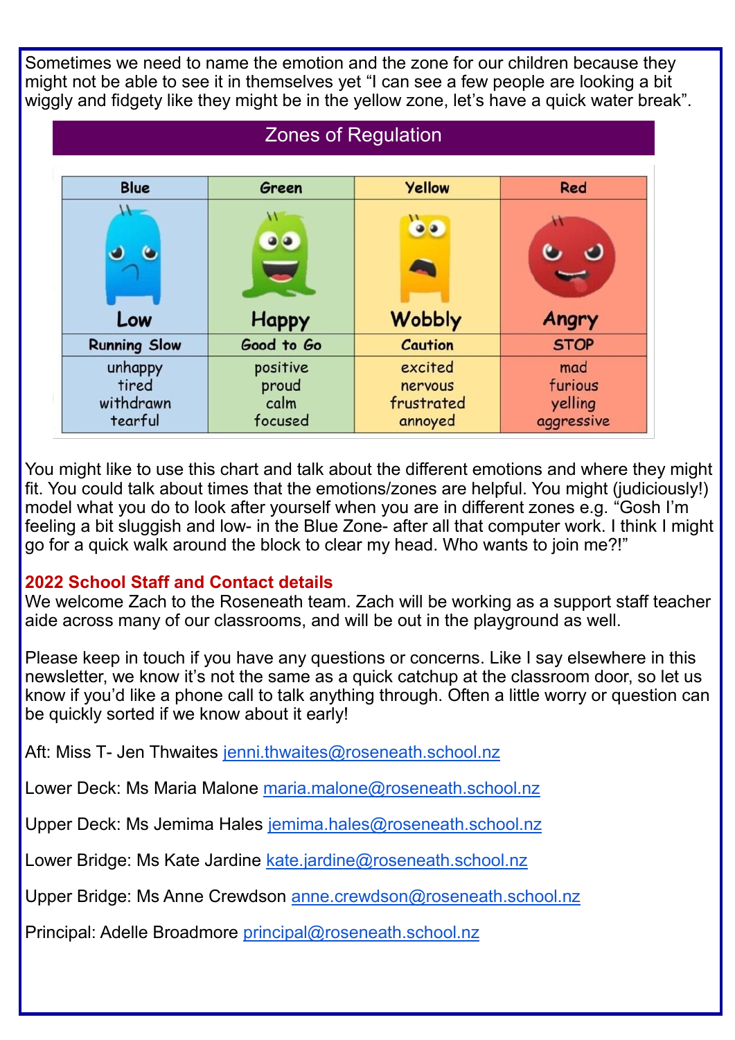Sometimes we need to name the emotion and the zone for our children because they might not be able to see it in themselves yet "I can see a few people are looking a bit wiggly and fidgety like they might be in the yellow zone, let's have a quick water break".

## Zones of Regulation

| Blue | Green | Yellow | Red |
|---|---|---|---|
| Low | Happy | Wobbly | Angry |
| Running Slow | Good to Go | Caution | STOP |
| unhappy<br>tired<br>withdrawn<br>tearful | positive<br>proud<br>calm<br>focused | excited<br>nervous<br>frustrated<br>annoyed | mad<br>furious<br>yelling<br>aggressive |

You might like to use this chart and talk about the different emotions and where they might fit. You could talk about times that the emotions/zones are helpful. You might (judiciously!) model what you do to look after yourself when you are in different zones e.g. "Gosh I'm feeling a bit sluggish and low- in the Blue Zone- after all that computer work. I think I might go for a quick walk around the block to clear my head. Who wants to join me?!"

### 2022 School Staff and Contact details

We welcome Zach to the Roseneath team. Zach will be working as a support staff teacher aide across many of our classrooms, and will be out in the playground as well.

Please keep in touch if you have any questions or concerns. Like I say elsewhere in this newsletter, we know it's not the same as a quick catchup at the classroom door, so let us know if you'd like a phone call to talk anything through. Often a little worry or question can be quickly sorted if we know about it early!

Aft: Miss T- Jen Thwaites jenni.thwaites@roseneath.school.nz

Lower Deck: Ms Maria Malone maria.malone@roseneath.school.nz

Upper Deck: Ms Jemima Hales jemima.hales@roseneath.school.nz

Lower Bridge: Ms Kate Jardine kate.jardine@roseneath.school.nz

Upper Bridge: Ms Anne Crewdson anne.crewdson@roseneath.school.nz

Principal: Adelle Broadmore principal@roseneath.school.nz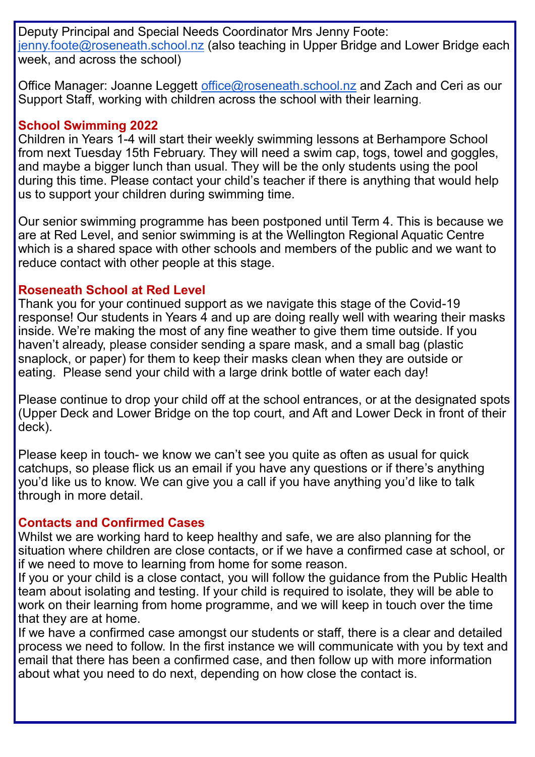Deputy Principal and Special Needs Coordinator Mrs Jenny Foote: jenny.foote@roseneath.school.nz (also teaching in Upper Bridge and Lower Bridge each week, and across the school)

Office Manager: Joanne Leggett office@roseneath.school.nz and Zach and Ceri as our Support Staff, working with children across the school with their learning.

## School Swimming 2022

Children in Years 1-4 will start their weekly swimming lessons at Berhampore School from next Tuesday 15th February. They will need a swim cap, togs, towel and goggles, and maybe a bigger lunch than usual. They will be the only students using the pool during this time. Please contact your child's teacher if there is anything that would help us to support your children during swimming time.

Our senior swimming programme has been postponed until Term 4. This is because we are at Red Level, and senior swimming is at the Wellington Regional Aquatic Centre which is a shared space with other schools and members of the public and we want to reduce contact with other people at this stage.

## Roseneath School at Red Level

Thank you for your continued support as we navigate this stage of the Covid-19 response! Our students in Years 4 and up are doing really well with wearing their masks inside. We're making the most of any fine weather to give them time outside. If you haven't already, please consider sending a spare mask, and a small bag (plastic snaplock, or paper) for them to keep their masks clean when they are outside or eating. Please send your child with a large drink bottle of water each day!

Please continue to drop your child off at the school entrances, or at the designated spots (Upper Deck and Lower Bridge on the top court, and Aft and Lower Deck in front of their deck).

Please keep in touch- we know we can't see you quite as often as usual for quick catchups, so please flick us an email if you have any questions or if there's anything you'd like us to know. We can give you a call if you have anything you'd like to talk through in more detail.

## Contacts and Confirmed Cases

Whilst we are working hard to keep healthy and safe, we are also planning for the situation where children are close contacts, or if we have a confirmed case at school, or if we need to move to learning from home for some reason.

If you or your child is a close contact, you will follow the guidance from the Public Health team about isolating and testing. If your child is required to isolate, they will be able to work on their learning from home programme, and we will keep in touch over the time that they are at home.

If we have a confirmed case amongst our students or staff, there is a clear and detailed process we need to follow. In the first instance we will communicate with you by text and email that there has been a confirmed case, and then follow up with more information about what you need to do next, depending on how close the contact is.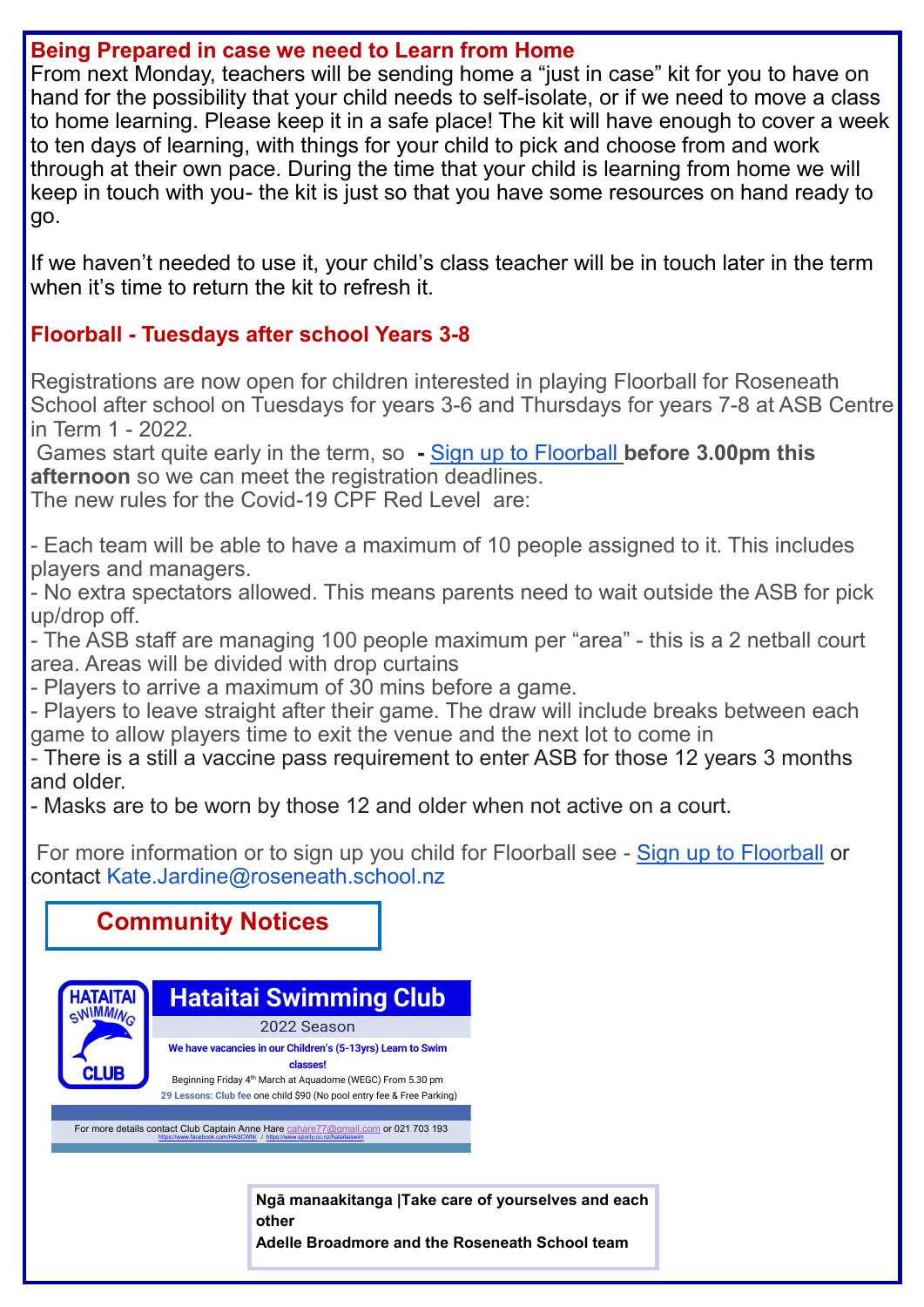## Being Prepared in case we need to Learn from Home

From next Monday, teachers will be sending home a “just in case” kit for you to have on hand for the possibility that your child needs to self-isolate, or if we need to move a class to home learning. Please keep it in a safe place! The kit will have enough to cover a week to ten days of learning, with things for your child to pick and choose from and work through at their own pace. During the time that your child is learning from home we will keep in touch with you- the kit is just so that you have some resources on hand ready to go.

If we haven’t needed to use it, your child’s class teacher will be in touch later in the term when it’s time to return the kit to refresh it.

## Floorball - Tuesdays after school Years 3-8

Registrations are now open for children interested in playing Floorball for Roseneath School after school on Tuesdays for years 3-6 and Thursdays for years 7-8 at ASB Centre in Term 1 - 2022.

Games start quite early in the term, so **-** Sign up to Floorball **before 3.00pm this afternoon** so we can meet the registration deadlines.

The new rules for the Covid-19 CPF Red Level are:

- Each team will be able to have a maximum of 10 people assigned to it. This includes players and managers.
- No extra spectators allowed. This means parents need to wait outside the ASB for pick up/drop off.
- The ASB staff are managing 100 people maximum per “area” - this is a 2 netball court area. Areas will be divided with drop curtains
- Players to arrive a maximum of 30 mins before a game.
- Players to leave straight after their game. The draw will include breaks between each game to allow players time to exit the venue and the next lot to come in
- There is a still a vaccine pass requirement to enter ASB for those 12 years 3 months and older.
- Masks are to be worn by those 12 and older when not active on a court.

For more information or to sign up you child for Floorball see - Sign up to Floorball or contact Kate.Jardine@roseneath.school.nz

## Community Notices

### Hataitai Swimming Club

2022 Season

**We have vacancies in our Children’s (5-13yrs) Learn to Swim classes!**

Beginning Friday 4th March at Aquadome (WEGC) From 5.30 pm

**29 Lessons: Club fee** one child $90 (No pool entry fee & Free Parking)

For more details contact Club Captain Anne Hare cahare77@gmail.com or 021 703 193

https://www.facebook.com/HASCWN/ / https://www.sporty.co.nz/hataitaiswim

**Ngā manaakitanga |Take care of yourselves and each other**

**Adelle Broadmore and the Roseneath School team**